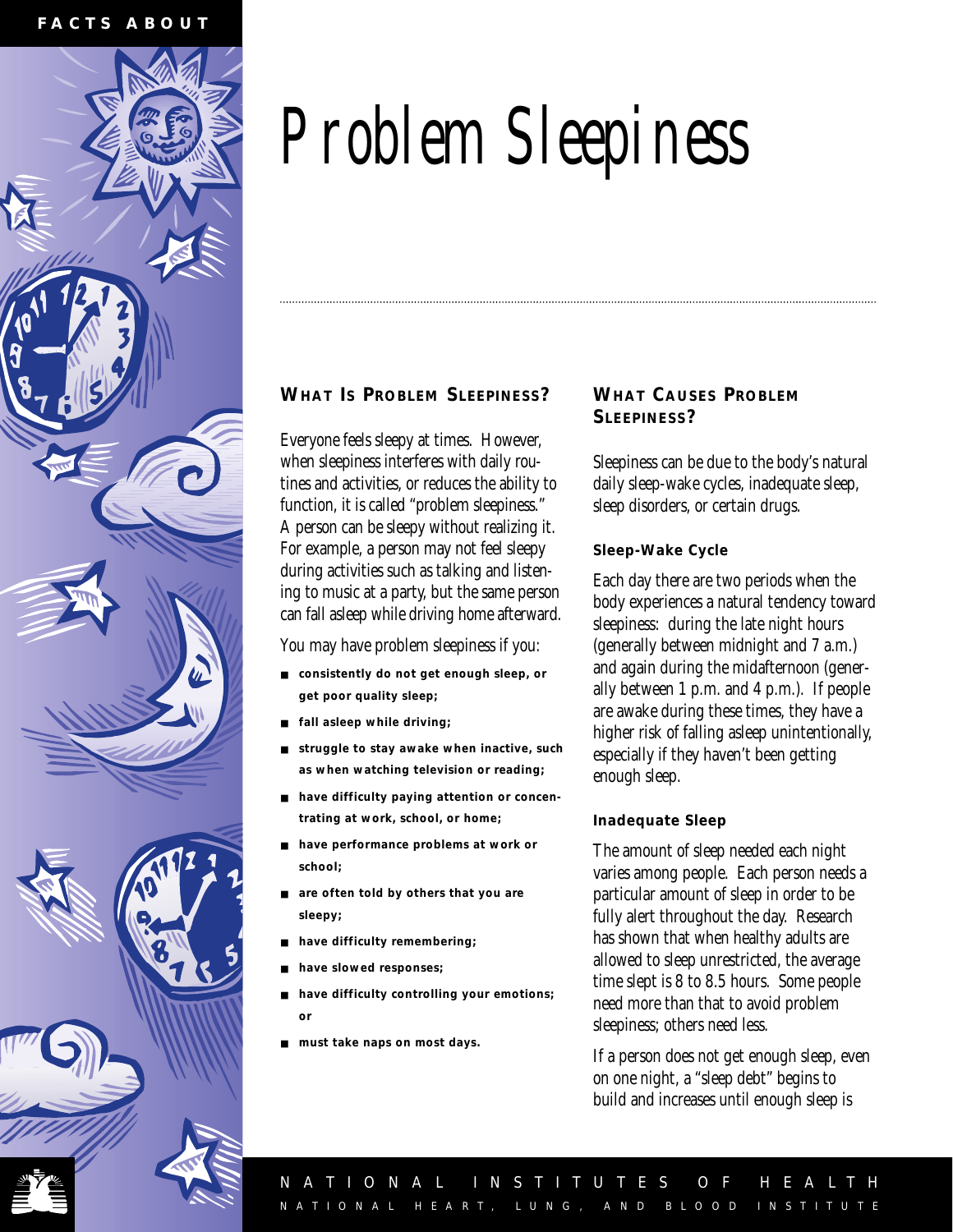FACTS ABOUT

# Problem Sleepiness

## WHAT IS PROBLEM SLEEPINESS?

Everyone feels sleepy at times. However, when sleepiness interferes with daily routines and activities, or reduces the ability to function, it is called "problem sleepiness." A person can be sleepy without realizing it. For example, a person may not feel sleepy during activities such as talking and listening to music at a party, but the same person can fall asleep while driving home afterward.

You may have problem sleepiness if you:

- **consistently do not get enough sleep, or get poor quality sleep;**
- **fall asleep while driving;**
- **struggle to stay awake when inactive, such as when watching television or reading;**
- **have difficulty paying attention or concentrating at work, school, or home;**
- **have performance problems at work or school;**
- **are often told by others that you are sleepy;**
- **have difficulty remembering;**
- **have slowed responses;**
- **have difficulty controlling your emotions; or**
- **must take naps on most days.**

## WHAT CAUSES PROBLEM SLEEPINESS?

Sleepiness can be due to the body's natural daily sleep-wake cycles, inadequate sleep, sleep disorders, or certain drugs.

### Sleep-Wake Cycle

Each day there are two periods when the body experiences a natural tendency toward sleepiness: during the late night hours (generally between midnight and 7 a.m.) and again during the midafternoon (generally between 1 p.m. and 4 p.m.). If people are awake during these times, they have a higher risk of falling asleep unintentionally, especially if they haven't been getting enough sleep.

### Inadequate Sleep

The amount of sleep needed each night varies among people. Each person needs a particular amount of sleep in order to be fully alert throughout the day. Research has shown that when healthy adults are allowed to sleep unrestricted, the average time slept is 8 to 8.5 hours. Some people need more than that to avoid problem sleepiness; others need less.

If a person does not get enough sleep, even on one night, a "sleep debt" begins to build and increases until enough sleep is

NATIONAL INSTITUTES OF HEALTH
NATIONAL HEART, LUNG, AND BLOOD INSTITUTE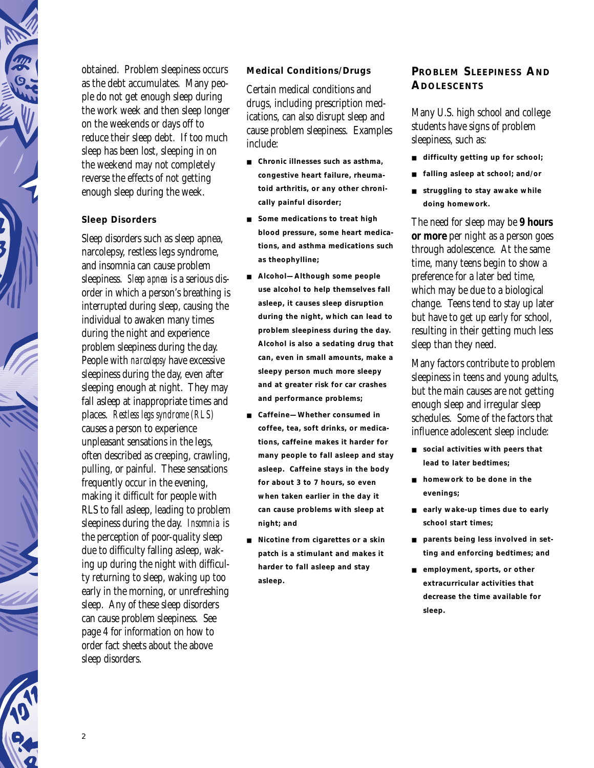obtained. Problem sleepiness occurs as the debt accumulates. Many people do not get enough sleep during the work week and then sleep longer on the weekends or days off to reduce their sleep debt. If too much sleep has been lost, sleeping in on the weekend may not completely reverse the effects of not getting enough sleep during the week.

### Sleep Disorders

Sleep disorders such as sleep apnea, narcolepsy, restless legs syndrome, and insomnia can cause problem sleepiness. *Sleep apnea* is a serious disorder in which a person's breathing is interrupted during sleep, causing the individual to awaken many times during the night and experience problem sleepiness during the day. People with *narcolepsy* have excessive sleepiness during the day, even after sleeping enough at night. They may fall asleep at inappropriate times and places. *Restless legs syndrome (RLS)* causes a person to experience unpleasant sensations in the legs, often described as creeping, crawling, pulling, or painful. These sensations frequently occur in the evening, making it difficult for people with RLS to fall asleep, leading to problem sleepiness during the day. *Insomnia* is the perception of poor-quality sleep due to difficulty falling asleep, waking up during the night with difficulty returning to sleep, waking up too early in the morning, or unrefreshing sleep. Any of these sleep disorders can cause problem sleepiness. See page 4 for information on how to order fact sheets about the above sleep disorders.

### Medical Conditions/Drugs

Certain medical conditions and drugs, including prescription medications, can also disrupt sleep and cause problem sleepiness. Examples include:

- **Chronic illnesses such as asthma, congestive heart failure, rheumatoid arthritis, or any other chronically painful disorder;**
- **Some medications to treat high blood pressure, some heart medications, and asthma medications such as theophylline;**
- **Alcohol—Although some people use alcohol to help themselves fall asleep, it causes sleep disruption during the night, which can lead to problem sleepiness during the day. Alcohol is also a sedating drug that can, even in small amounts, make a sleepy person much more sleepy and at greater risk for car crashes and performance problems;**
- **Caffeine—Whether consumed in coffee, tea, soft drinks, or medications, caffeine makes it harder for many people to fall asleep and stay asleep. Caffeine stays in the body for about 3 to 7 hours, so even when taken earlier in the day it can cause problems with sleep at night; and**
- **Nicotine from cigarettes or a skin patch is a stimulant and makes it harder to fall asleep and stay asleep.**

## Problem Sleepiness and Adolescents

Many U.S. high school and college students have signs of problem sleepiness, such as:

- **difficulty getting up for school;**
- **falling asleep at school; and/or**
- **struggling to stay awake while doing homework.**

The need for sleep may be **9 hours or more** per night as a person goes through adolescence. At the same time, many teens begin to show a preference for a later bed time, which may be due to a biological change. Teens tend to stay up later but have to get up early for school, resulting in their getting much less sleep than they need.

Many factors contribute to problem sleepiness in teens and young adults, but the main causes are not getting enough sleep and irregular sleep schedules. Some of the factors that influence adolescent sleep include:

- **social activities with peers that lead to later bedtimes;**
- **homework to be done in the evenings;**
- **early wake-up times due to early school start times;**
- **parents being less involved in setting and enforcing bedtimes; and**
- **employment, sports, or other extracurricular activities that decrease the time available for sleep.**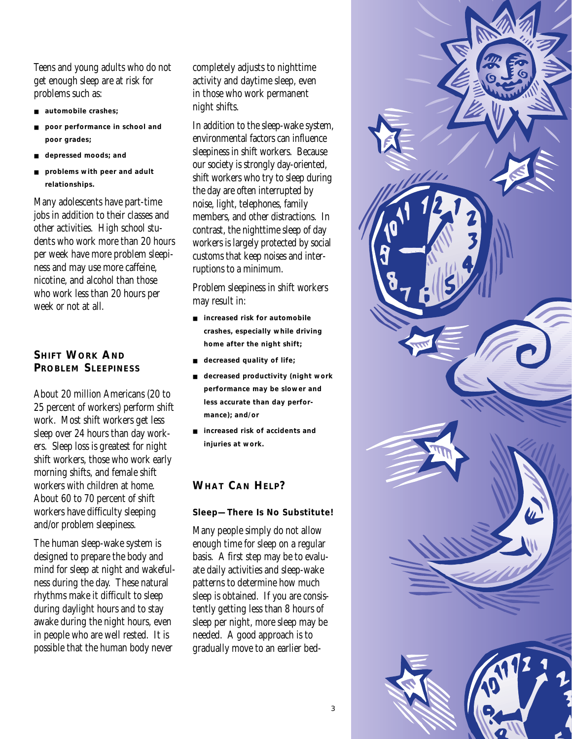Teens and young adults who do not get enough sleep are at risk for problems such as:

- **automobile crashes;**
- **poor performance in school and poor grades;**
- **depressed moods; and**
- **problems with peer and adult relationships.**

Many adolescents have part-time jobs in addition to their classes and other activities. High school students who work more than 20 hours per week have more problem sleepiness and may use more caffeine, nicotine, and alcohol than those who work less than 20 hours per week or not at all.

## SHIFT WORK AND PROBLEM SLEEPINESS

About 20 million Americans (20 to 25 percent of workers) perform shift work. Most shift workers get less sleep over 24 hours than day workers. Sleep loss is greatest for night shift workers, those who work early morning shifts, and female shift workers with children at home. About 60 to 70 percent of shift workers have difficulty sleeping and/or problem sleepiness.

The human sleep-wake system is designed to prepare the body and mind for sleep at night and wakefulness during the day. These natural rhythms make it difficult to sleep during daylight hours and to stay awake during the night hours, even in people who are well rested. It is possible that the human body never completely adjusts to nighttime activity and daytime sleep, even in those who work permanent night shifts.

In addition to the sleep-wake system, environmental factors can influence sleepiness in shift workers. Because our society is strongly day-oriented, shift workers who try to sleep during the day are often interrupted by noise, light, telephones, family members, and other distractions. In contrast, the nighttime sleep of day workers is largely protected by social customs that keep noises and interruptions to a minimum.

Problem sleepiness in shift workers may result in:

- **increased risk for automobile crashes, especially while driving home after the night shift;**
- **decreased quality of life;**
- **decreased productivity (night work performance may be slower and less accurate than day performance); and/or**
- **increased risk of accidents and injuries at work.**

## WHAT CAN HELP?

### Sleep—There Is No Substitute!

Many people simply do not allow enough time for sleep on a regular basis. A first step may be to evaluate daily activities and sleep-wake patterns to determine how much sleep is obtained. If you are consistently getting less than 8 hours of sleep per night, more sleep may be needed. A good approach is to gradually move to an earlier bed-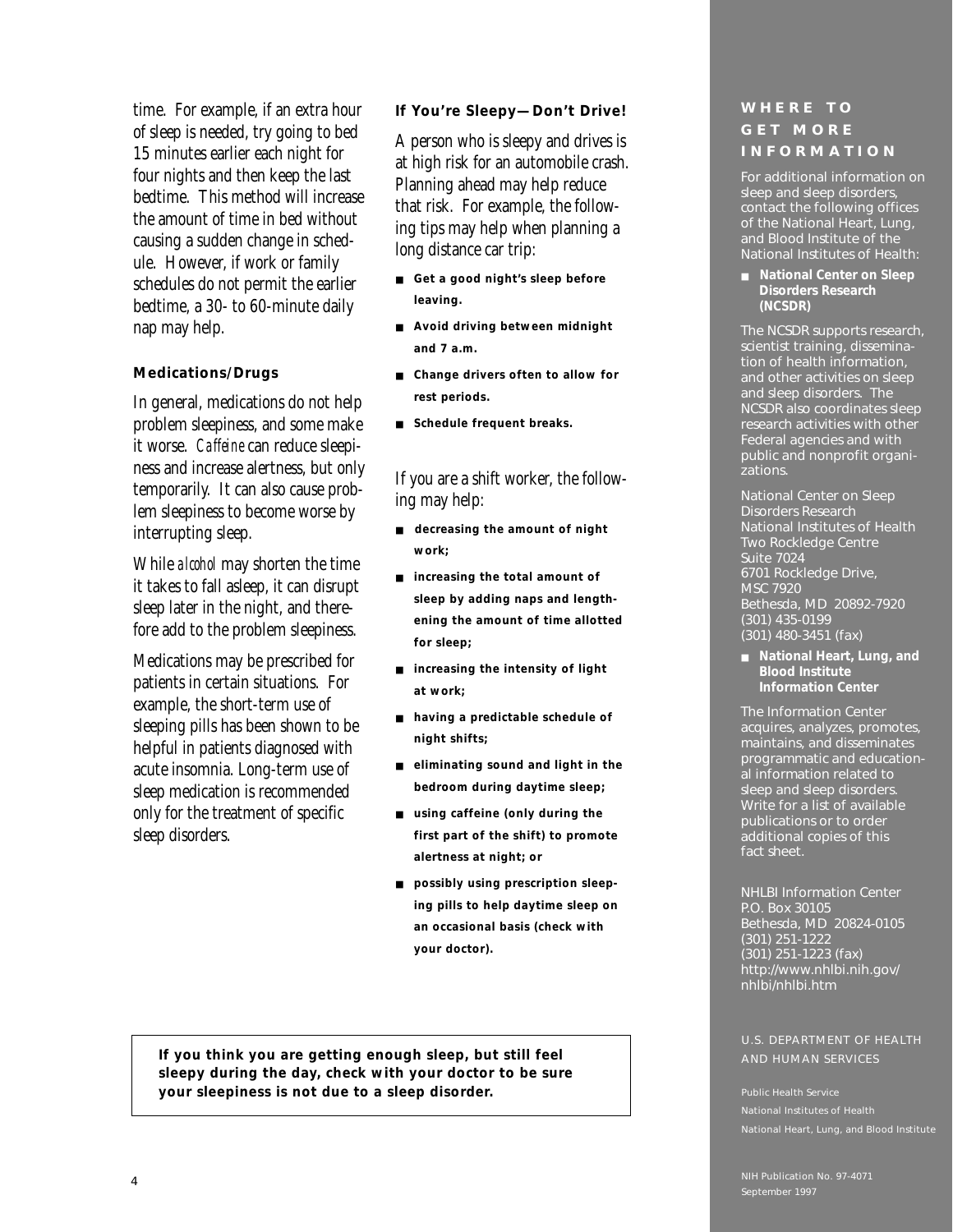time. For example, if an extra hour of sleep is needed, try going to bed 15 minutes earlier each night for four nights and then keep the last bedtime. This method will increase the amount of time in bed without causing a sudden change in schedule. However, if work or family schedules do not permit the earlier bedtime, a 30- to 60-minute daily nap may help.

### Medications/Drugs

In general, medications do not help problem sleepiness, and some make it worse. *Caffeine* can reduce sleepiness and increase alertness, but only temporarily. It can also cause problem sleepiness to become worse by interrupting sleep.

While *alcohol* may shorten the time it takes to fall asleep, it can disrupt sleep later in the night, and therefore add to the problem sleepiness.

Medications may be prescribed for patients in certain situations. For example, the short-term use of sleeping pills has been shown to be helpful in patients diagnosed with acute insomnia. Long-term use of sleep medication is recommended only for the treatment of specific sleep disorders.

### If You're Sleepy—Don't Drive!

A person who is sleepy and drives is at high risk for an automobile crash. Planning ahead may help reduce that risk. For example, the following tips may help when planning a long distance car trip:

- **Get a good night's sleep before leaving.**
- **Avoid driving between midnight and 7 a.m.**
- **Change drivers often to allow for rest periods.**
- **Schedule frequent breaks.**

If you are a shift worker, the following may help:

- **decreasing the amount of night work;**
- **increasing the total amount of sleep by adding naps and lengthening the amount of time allotted for sleep;**
- **increasing the intensity of light at work;**
- **having a predictable schedule of night shifts;**
- **eliminating sound and light in the bedroom during daytime sleep;**
- **using caffeine (only during the first part of the shift) to promote alertness at night; or**
- **possibly using prescription sleeping pills to help daytime sleep on an occasional basis (check with your doctor).**

**If you think you are getting enough sleep, but still feel sleepy during the day, check with your doctor to be sure your sleepiness is not due to a sleep disorder.**

## WHERE TO GET MORE INFORMATION

For additional information on sleep and sleep disorders, contact the following offices of the National Heart, Lung, and Blood Institute of the National Institutes of Health:

- **National Center on Sleep Disorders Research (NCSDR)**

The NCSDR supports research, scientist training, dissemination of health information, and other activities on sleep and sleep disorders. The NCSDR also coordinates sleep research activities with other Federal agencies and with public and nonprofit organizations.

National Center on Sleep Disorders Research
National Institutes of Health
Two Rockledge Centre
Suite 7024
6701 Rockledge Drive,
MSC 7920
Bethesda, MD 20892-7920
(301) 435-0199
(301) 480-3451 (fax)

- **National Heart, Lung, and Blood Institute Information Center**

The Information Center acquires, analyzes, promotes, maintains, and disseminates programmatic and educational information related to sleep and sleep disorders. Write for a list of available publications or to order additional copies of this fact sheet.

NHLBI Information Center
P.O. Box 30105
Bethesda, MD 20824-0105
(301) 251-1222
(301) 251-1223 (fax)
http://www.nhlbi.nih.gov/nhlbi/nhlbi.htm

U.S. DEPARTMENT OF HEALTH AND HUMAN SERVICES

Public Health Service
National Institutes of Health
National Heart, Lung, and Blood Institute

NIH Publication No. 97-4071
September 1997